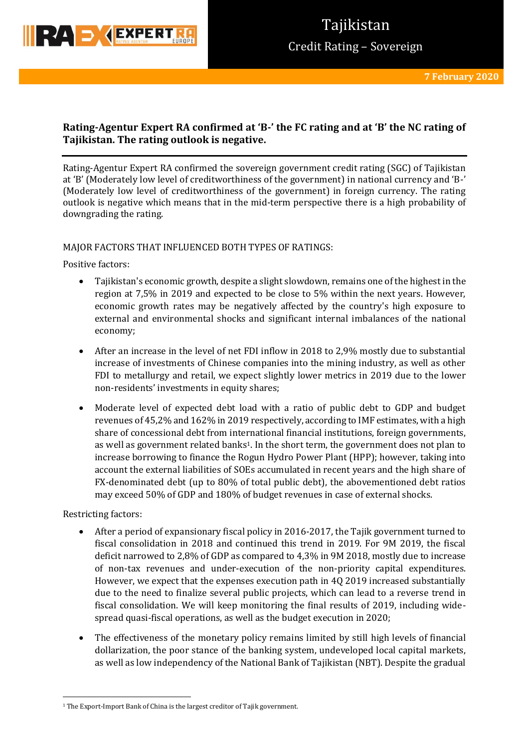# Tajikistan

## Credit Rating – Sovereign

**7 February 2020**

**Rating-Agentur Expert RA confirmed at 'B-' the FC rating and at 'B' the NC rating of Tajikistan. The rating outlook is negative.**

Rating-Agentur Expert RA confirmed the sovereign government credit rating (SGC) of Tajikistan at 'B' (Moderately low level of creditworthiness of the government) in national currency and 'B-' (Moderately low level of creditworthiness of the government) in foreign currency. The rating outlook is negative which means that in the mid-term perspective there is a high probability of downgrading the rating.

MAJOR FACTORS THAT INFLUENCED BOTH TYPES OF RATINGS:

Positive factors:

- Tajikistan's economic growth, despite a slight slowdown, remains one of the highest in the region at 7,5% in 2019 and expected to be close to 5% within the next years. However, economic growth rates may be negatively affected by the country's high exposure to external and environmental shocks and significant internal imbalances of the national economy;
- After an increase in the level of net FDI inflow in 2018 to 2,9% mostly due to substantial increase of investments of Chinese companies into the mining industry, as well as other FDI to metallurgy and retail, we expect slightly lower metrics in 2019 due to the lower non-residents' investments in equity shares;
- Moderate level of expected debt load with a ratio of public debt to GDP and budget revenues of 45,2% and 162% in 2019 respectively, according to IMF estimates, with a high share of concessional debt from international financial institutions, foreign governments, as well as government related banks[1]. In the short term, the government does not plan to increase borrowing to finance the Rogun Hydro Power Plant (HPP); however, taking into account the external liabilities of SOEs accumulated in recent years and the high share of FX-denominated debt (up to 80% of total public debt), the abovementioned debt ratios may exceed 50% of GDP and 180% of budget revenues in case of external shocks.

Restricting factors:

- After a period of expansionary fiscal policy in 2016-2017, the Tajik government turned to fiscal consolidation in 2018 and continued this trend in 2019. For 9M 2019, the fiscal deficit narrowed to 2,8% of GDP as compared to 4,3% in 9M 2018, mostly due to increase of non-tax revenues and under-execution of the non-priority capital expenditures. However, we expect that the expenses execution path in 4Q 2019 increased substantially due to the need to finalize several public projects, which can lead to a reverse trend in fiscal consolidation. We will keep monitoring the final results of 2019, including wide-spread quasi-fiscal operations, as well as the budget execution in 2020;
- The effectiveness of the monetary policy remains limited by still high levels of financial dollarization, the poor stance of the banking system, undeveloped local capital markets, as well as low independency of the National Bank of Tajikistan (NBT). Despite the gradual

[1] The Export-Import Bank of China is the largest creditor of Tajik government.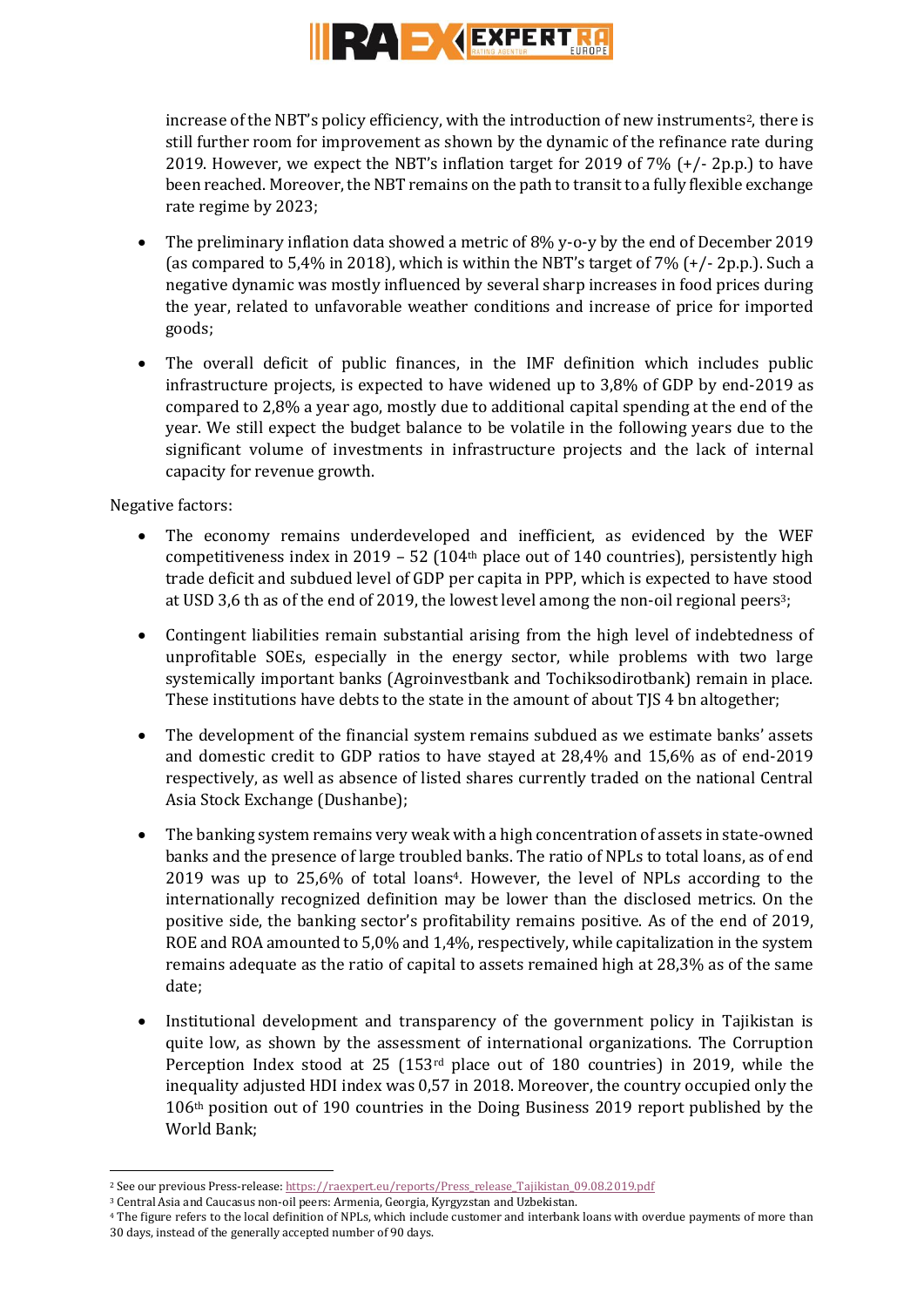increase of the NBT's policy efficiency, with the introduction of new instruments[2], there is still further room for improvement as shown by the dynamic of the refinance rate during 2019. However, we expect the NBT's inflation target for 2019 of 7% (+/- 2p.p.) to have been reached. Moreover, the NBT remains on the path to transit to a fully flexible exchange rate regime by 2023;

- The preliminary inflation data showed a metric of 8% y-o-y by the end of December 2019 (as compared to 5,4% in 2018), which is within the NBT's target of 7% (+/- 2p.p.). Such a negative dynamic was mostly influenced by several sharp increases in food prices during the year, related to unfavorable weather conditions and increase of price for imported goods;
- The overall deficit of public finances, in the IMF definition which includes public infrastructure projects, is expected to have widened up to 3,8% of GDP by end-2019 as compared to 2,8% a year ago, mostly due to additional capital spending at the end of the year. We still expect the budget balance to be volatile in the following years due to the significant volume of investments in infrastructure projects and the lack of internal capacity for revenue growth.

Negative factors:

- The economy remains underdeveloped and inefficient, as evidenced by the WEF competitiveness index in 2019 – 52 (104th place out of 140 countries), persistently high trade deficit and subdued level of GDP per capita in PPP, which is expected to have stood at USD 3,6 th as of the end of 2019, the lowest level among the non-oil regional peers[3];
- Contingent liabilities remain substantial arising from the high level of indebtedness of unprofitable SOEs, especially in the energy sector, while problems with two large systemically important banks (Agroinvestbank and Tochiksodirotbank) remain in place. These institutions have debts to the state in the amount of about TJS 4 bn altogether;
- The development of the financial system remains subdued as we estimate banks' assets and domestic credit to GDP ratios to have stayed at 28,4% and 15,6% as of end-2019 respectively, as well as absence of listed shares currently traded on the national Central Asia Stock Exchange (Dushanbe);
- The banking system remains very weak with a high concentration of assets in state-owned banks and the presence of large troubled banks. The ratio of NPLs to total loans, as of end 2019 was up to 25,6% of total loans[4]. However, the level of NPLs according to the internationally recognized definition may be lower than the disclosed metrics. On the positive side, the banking sector's profitability remains positive. As of the end of 2019, ROE and ROA amounted to 5,0% and 1,4%, respectively, while capitalization in the system remains adequate as the ratio of capital to assets remained high at 28,3% as of the same date;
- Institutional development and transparency of the government policy in Tajikistan is quite low, as shown by the assessment of international organizations. The Corruption Perception Index stood at 25 (153rd place out of 180 countries) in 2019, while the inequality adjusted HDI index was 0,57 in 2018. Moreover, the country occupied only the 106th position out of 190 countries in the Doing Business 2019 report published by the World Bank;

---

[2] See our previous Press-release: https://raexpert.eu/reports/Press_release_Tajikistan_09.08.2019.pdf

[3] Central Asia and Caucasus non-oil peers: Armenia, Georgia, Kyrgyzstan and Uzbekistan.

[4] The figure refers to the local definition of NPLs, which include customer and interbank loans with overdue payments of more than 30 days, instead of the generally accepted number of 90 days.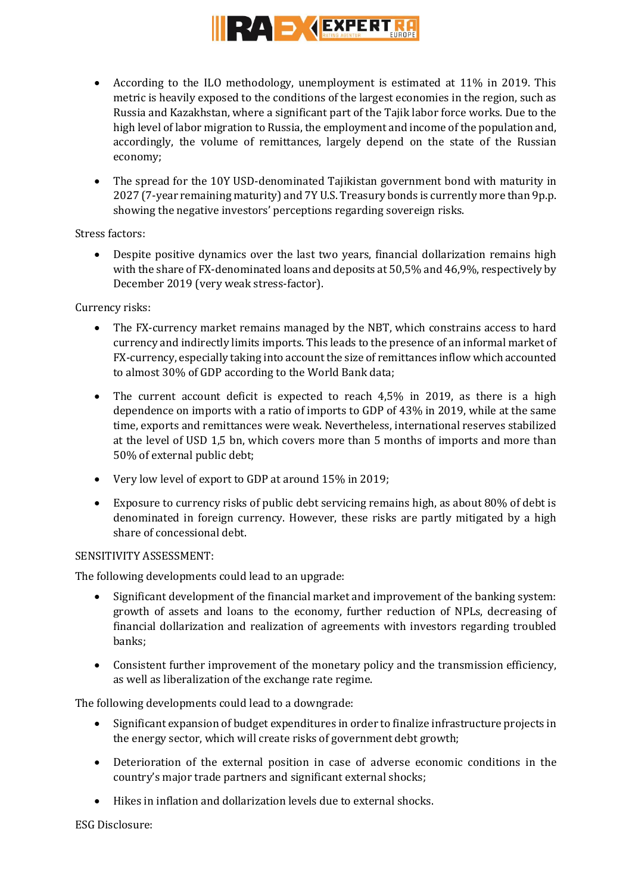- According to the ILO methodology, unemployment is estimated at 11% in 2019. This metric is heavily exposed to the conditions of the largest economies in the region, such as Russia and Kazakhstan, where a significant part of the Tajik labor force works. Due to the high level of labor migration to Russia, the employment and income of the population and, accordingly, the volume of remittances, largely depend on the state of the Russian economy;
- The spread for the 10Y USD-denominated Tajikistan government bond with maturity in 2027 (7-year remaining maturity) and 7Y U.S. Treasury bonds is currently more than 9p.p. showing the negative investors' perceptions regarding sovereign risks.

Stress factors:

- Despite positive dynamics over the last two years, financial dollarization remains high with the share of FX-denominated loans and deposits at 50,5% and 46,9%, respectively by December 2019 (very weak stress-factor).

Currency risks:

- The FX-currency market remains managed by the NBT, which constrains access to hard currency and indirectly limits imports. This leads to the presence of an informal market of FX-currency, especially taking into account the size of remittances inflow which accounted to almost 30% of GDP according to the World Bank data;
- The current account deficit is expected to reach 4,5% in 2019, as there is a high dependence on imports with a ratio of imports to GDP of 43% in 2019, while at the same time, exports and remittances were weak. Nevertheless, international reserves stabilized at the level of USD 1,5 bn, which covers more than 5 months of imports and more than 50% of external public debt;
- Very low level of export to GDP at around 15% in 2019;
- Exposure to currency risks of public debt servicing remains high, as about 80% of debt is denominated in foreign currency. However, these risks are partly mitigated by a high share of concessional debt.

SENSITIVITY ASSESSMENT:

The following developments could lead to an upgrade:

- Significant development of the financial market and improvement of the banking system: growth of assets and loans to the economy, further reduction of NPLs, decreasing of financial dollarization and realization of agreements with investors regarding troubled banks;
- Consistent further improvement of the monetary policy and the transmission efficiency, as well as liberalization of the exchange rate regime.

The following developments could lead to a downgrade:

- Significant expansion of budget expenditures in order to finalize infrastructure projects in the energy sector, which will create risks of government debt growth;
- Deterioration of the external position in case of adverse economic conditions in the country's major trade partners and significant external shocks;
- Hikes in inflation and dollarization levels due to external shocks.

ESG Disclosure: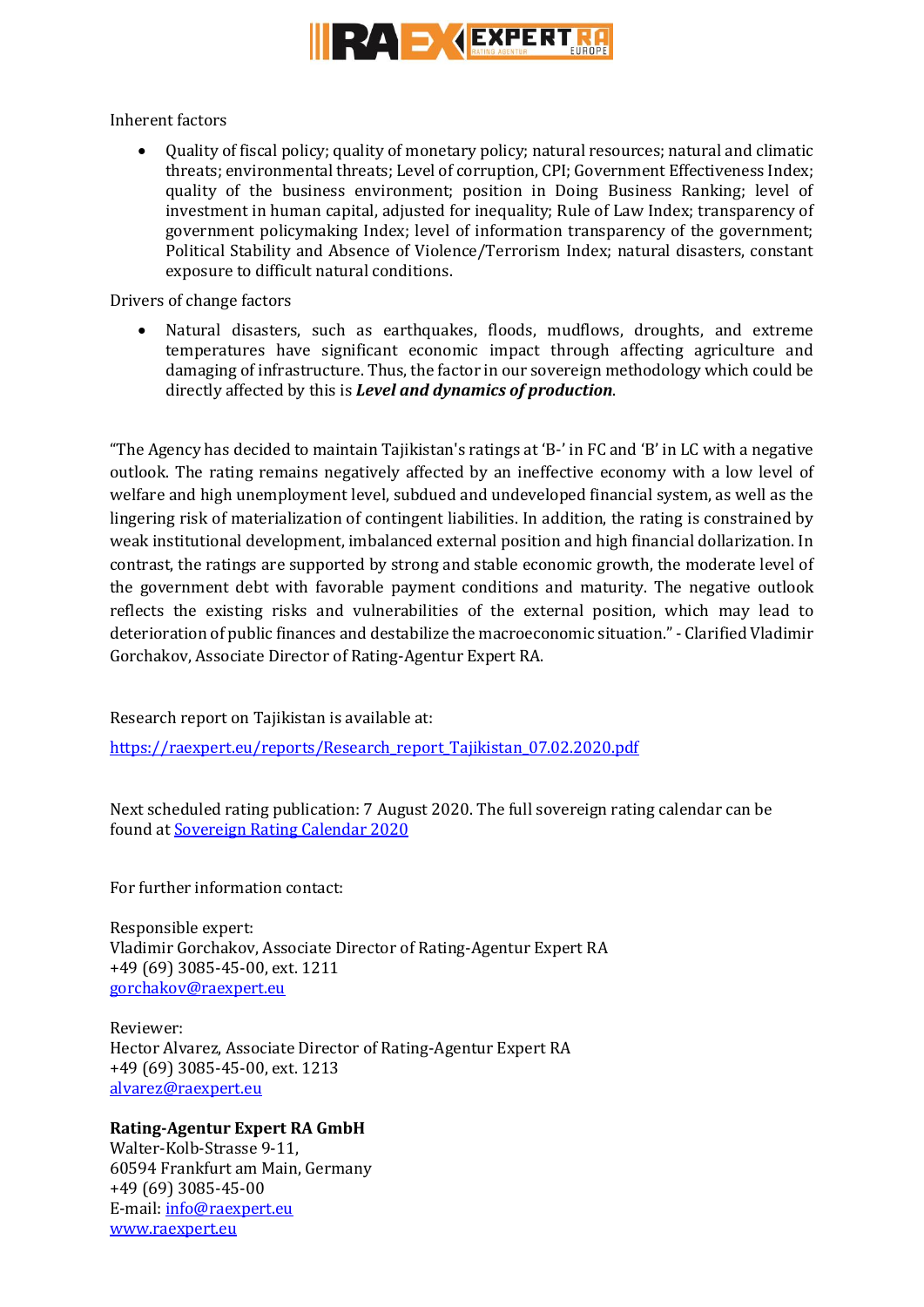Inherent factors

- Quality of fiscal policy; quality of monetary policy; natural resources; natural and climatic threats; environmental threats; Level of corruption, CPI; Government Effectiveness Index; quality of the business environment; position in Doing Business Ranking; level of investment in human capital, adjusted for inequality; Rule of Law Index; transparency of government policymaking Index; level of information transparency of the government; Political Stability and Absence of Violence/Terrorism Index; natural disasters, constant exposure to difficult natural conditions.

Drivers of change factors

- Natural disasters, such as earthquakes, floods, mudflows, droughts, and extreme temperatures have significant economic impact through affecting agriculture and damaging of infrastructure. Thus, the factor in our sovereign methodology which could be directly affected by this is ***Level and dynamics of production***.

"The Agency has decided to maintain Tajikistan's ratings at 'B-' in FC and 'B' in LC with a negative outlook. The rating remains negatively affected by an ineffective economy with a low level of welfare and high unemployment level, subdued and undeveloped financial system, as well as the lingering risk of materialization of contingent liabilities. In addition, the rating is constrained by weak institutional development, imbalanced external position and high financial dollarization. In contrast, the ratings are supported by strong and stable economic growth, the moderate level of the government debt with favorable payment conditions and maturity. The negative outlook reflects the existing risks and vulnerabilities of the external position, which may lead to deterioration of public finances and destabilize the macroeconomic situation." - Clarified Vladimir Gorchakov, Associate Director of Rating-Agentur Expert RA.

Research report on Tajikistan is available at:

https://raexpert.eu/reports/Research_report_Tajikistan_07.02.2020.pdf

Next scheduled rating publication: 7 August 2020. The full sovereign rating calendar can be found at Sovereign Rating Calendar 2020

For further information contact:

Responsible expert:
Vladimir Gorchakov, Associate Director of Rating-Agentur Expert RA
+49 (69) 3085-45-00, ext. 1211
gorchakov@raexpert.eu

Reviewer:
Hector Alvarez, Associate Director of Rating-Agentur Expert RA
+49 (69) 3085-45-00, ext. 1213
alvarez@raexpert.eu

**Rating-Agentur Expert RA GmbH**
Walter-Kolb-Strasse 9-11,
60594 Frankfurt am Main, Germany
+49 (69) 3085-45-00
E-mail: info@raexpert.eu
www.raexpert.eu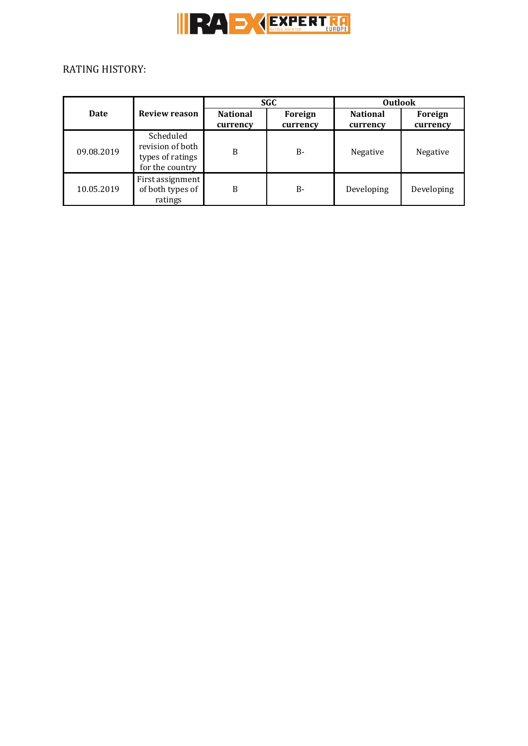RATING HISTORY:

| Date | Review reason | SGC | | Outlook | |
|---|---|---|---|---|---|
| | | National currency | Foreign currency | National currency | Foreign currency |
| 09.08.2019 | Scheduled revision of both types of ratings for the country | B | B- | Negative | Negative |
| 10.05.2019 | First assignment of both types of ratings | B | B- | Developing | Developing |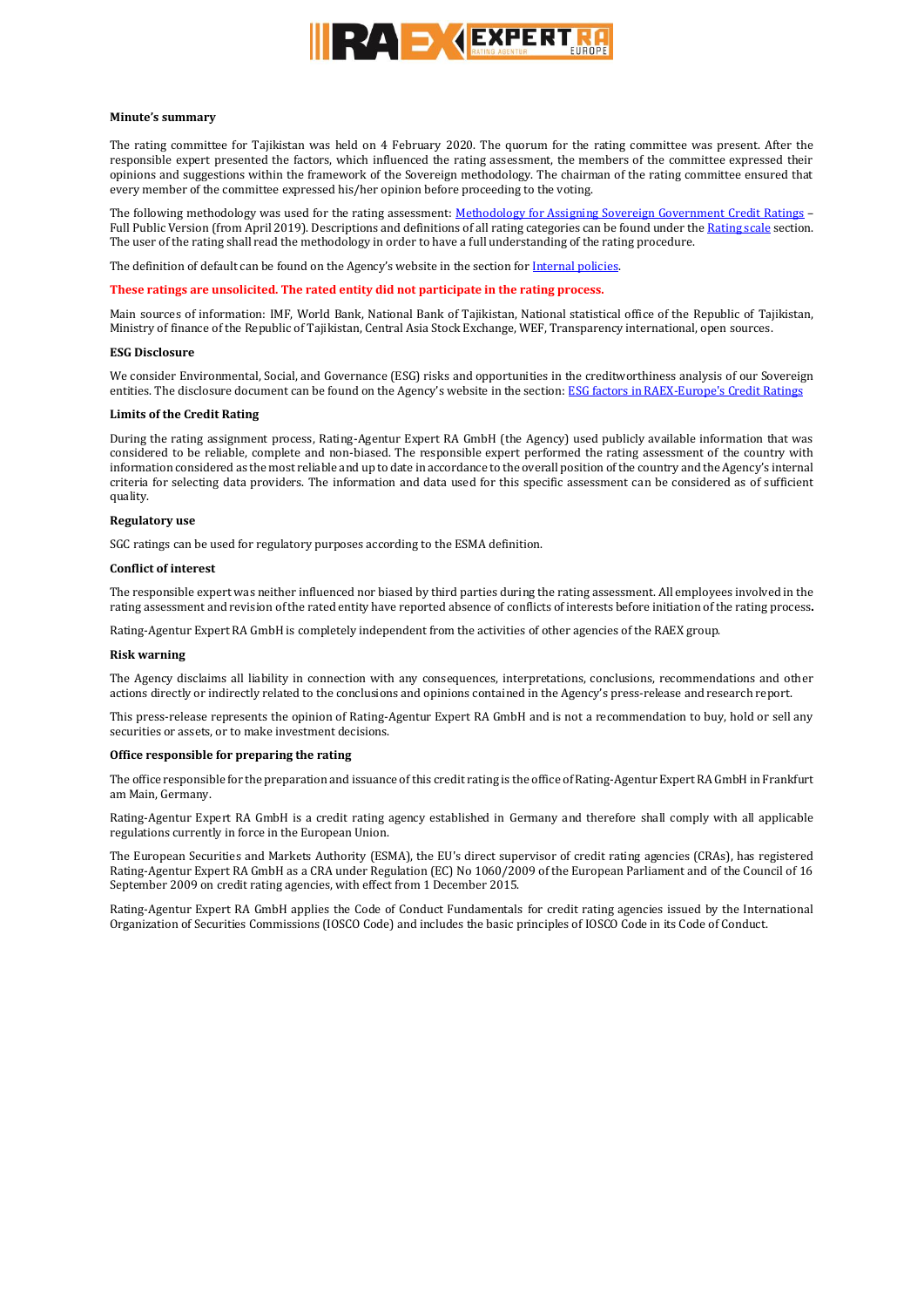**Minute's summary**

The rating committee for Tajikistan was held on 4 February 2020. The quorum for the rating committee was present. After the responsible expert presented the factors, which influenced the rating assessment, the members of the committee expressed their opinions and suggestions within the framework of the Sovereign methodology. The chairman of the rating committee ensured that every member of the committee expressed his/her opinion before proceeding to the voting.

The following methodology was used for the rating assessment: Methodology for Assigning Sovereign Government Credit Ratings – Full Public Version (from April 2019). Descriptions and definitions of all rating categories can be found under the Rating scale section. The user of the rating shall read the methodology in order to have a full understanding of the rating procedure.

The definition of default can be found on the Agency's website in the section for Internal policies.

**These ratings are unsolicited. The rated entity did not participate in the rating process.**

Main sources of information: IMF, World Bank, National Bank of Tajikistan, National statistical office of the Republic of Tajikistan, Ministry of finance of the Republic of Tajikistan, Central Asia Stock Exchange, WEF, Transparency international, open sources.

**ESG Disclosure**

We consider Environmental, Social, and Governance (ESG) risks and opportunities in the creditworthiness analysis of our Sovereign entities. The disclosure document can be found on the Agency's website in the section: ESG factors in RAEX-Europe's Credit Ratings

**Limits of the Credit Rating**

During the rating assignment process, Rating-Agentur Expert RA GmbH (the Agency) used publicly available information that was considered to be reliable, complete and non-biased. The responsible expert performed the rating assessment of the country with information considered as the most reliable and up to date in accordance to the overall position of the country and the Agency's internal criteria for selecting data providers. The information and data used for this specific assessment can be considered as of sufficient quality.

**Regulatory use**

SGC ratings can be used for regulatory purposes according to the ESMA definition.

**Conflict of interest**

The responsible expert was neither influenced nor biased by third parties during the rating assessment. All employees involved in the rating assessment and revision of the rated entity have reported absence of conflicts of interests before initiation of the rating process.

Rating-Agentur Expert RA GmbH is completely independent from the activities of other agencies of the RAEX group.

**Risk warning**

The Agency disclaims all liability in connection with any consequences, interpretations, conclusions, recommendations and other actions directly or indirectly related to the conclusions and opinions contained in the Agency's press-release and research report.

This press-release represents the opinion of Rating-Agentur Expert RA GmbH and is not a recommendation to buy, hold or sell any securities or assets, or to make investment decisions.

**Office responsible for preparing the rating**

The office responsible for the preparation and issuance of this credit rating is the office of Rating-Agentur Expert RA GmbH in Frankfurt am Main, Germany.

Rating-Agentur Expert RA GmbH is a credit rating agency established in Germany and therefore shall comply with all applicable regulations currently in force in the European Union.

The European Securities and Markets Authority (ESMA), the EU's direct supervisor of credit rating agencies (CRAs), has registered Rating-Agentur Expert RA GmbH as a CRA under Regulation (EC) No 1060/2009 of the European Parliament and of the Council of 16 September 2009 on credit rating agencies, with effect from 1 December 2015.

Rating-Agentur Expert RA GmbH applies the Code of Conduct Fundamentals for credit rating agencies issued by the International Organization of Securities Commissions (IOSCO Code) and includes the basic principles of IOSCO Code in its Code of Conduct.